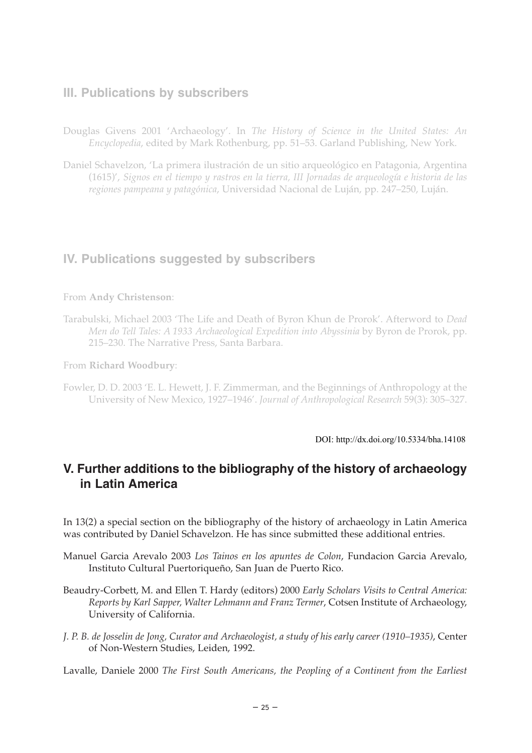## III. Publications by subscribers

Douglas Givens 2001 'Archaeology'. In *The History of Science in the United States: An Encyclopedia*, edited by Mark Rothenburg, pp. 51–53. Garland Publishing, New York.

Daniel Schavelzon, 'La primera ilustración de un sitio arqueológico en Patagonia, Argentina (1615)', *Signos en el tiempo y rastros en la tierra, III Jornadas de arqueología e historia de las regiones pampeana y patagónica*, Universidad Nacional de Luján, pp. 247–250, Luján.

## IV. Publications suggested by subscribers

From **Andy Christenson**:

Tarabulski, Michael 2003 'The Life and Death of Byron Khun de Prorok'. Afterword to *Dead Men do Tell Tales: A 1933 Archaeological Expedition into Abyssinia* by Byron de Prorok, pp. 215–230. The Narrative Press, Santa Barbara.

From **Richard Woodbury**:

Fowler, D. D. 2003 'E. L. Hewett, J. F. Zimmerman, and the Beginnings of Anthropology at the University of New Mexico, 1927–1946'. *Journal of Anthropological Research* 59(3): 305–327.

DOI: http://dx.doi.org/10.5334/bha.14108

## V. Further additions to the bibliography of the history of archaeology in Latin America

In 13(2) a special section on the bibliography of the history of archaeology in Latin America was contributed by Daniel Schavelzon. He has since submitted these additional entries.

Manuel Garcia Arevalo 2003 *Los Tainos en los apuntes de Colon*, Fundacion Garcia Arevalo, Instituto Cultural Puertoriqueño, San Juan de Puerto Rico.

Beaudry-Corbett, M. and Ellen T. Hardy (editors) 2000 *Early Scholars Visits to Central America: Reports by Karl Sapper, Walter Lehmann and Franz Termer*, Cotsen Institute of Archaeology, University of California.

*J. P. B. de Josselin de Jong, Curator and Archaeologist, a study of his early career (1910–1935)*, Center of Non-Western Studies, Leiden, 1992.

Lavalle, Daniele 2000 *The First South Americans, the Peopling of a Continent from the Earliest*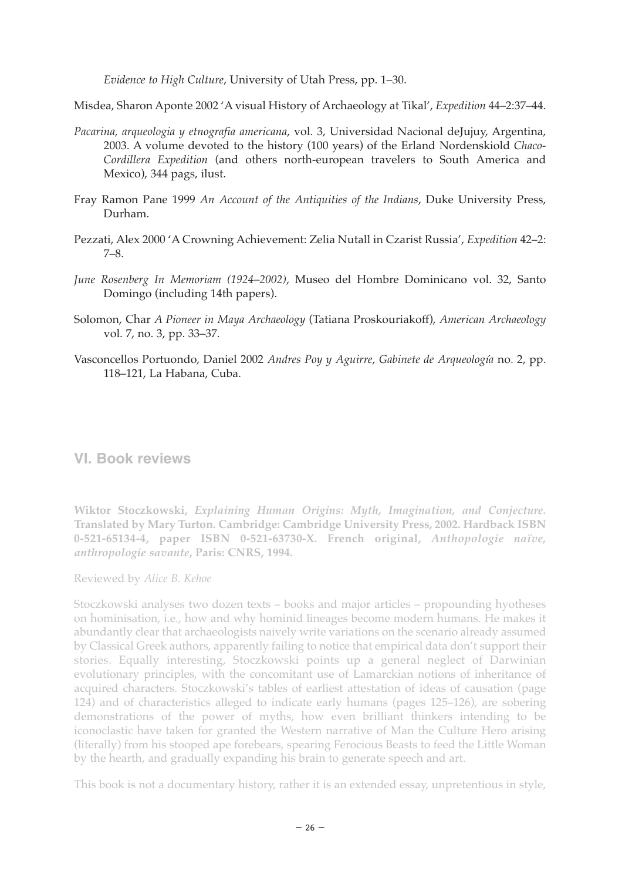*Evidence to High Culture*, University of Utah Press, pp. 1–30.

Misdea, Sharon Aponte 2002 'A visual History of Archaeology at Tikal', *Expedition* 44–2:37–44.

*Pacarina, arqueologia y etnografia americana*, vol. 3, Universidad Nacional deJujuy, Argentina, 2003. A volume devoted to the history (100 years) of the Erland Nordenskiold *Chaco-Cordillera Expedition* (and others north-european travelers to South America and Mexico), 344 pags, ilust.

Fray Ramon Pane 1999 *An Account of the Antiquities of the Indians*, Duke University Press, Durham.

Pezzati, Alex 2000 'A Crowning Achievement: Zelia Nutall in Czarist Russia', *Expedition* 42–2: 7–8.

*June Rosenberg In Memoriam (1924–2002)*, Museo del Hombre Dominicano vol. 32, Santo Domingo (including 14th papers).

Solomon, Char *A Pioneer in Maya Archaeology* (Tatiana Proskouriakoff), *American Archaeology* vol. 7, no. 3, pp. 33–37.

Vasconcellos Portuondo, Daniel 2002 *Andres Poy y Aguirre, Gabinete de Arqueología* no. 2, pp. 118–121, La Habana, Cuba.

## VI. Book reviews

**Wiktor Stoczkowski, *Explaining Human Origins: Myth, Imagination, and Conjecture*. Translated by Mary Turton. Cambridge: Cambridge University Press, 2002. Hardback ISBN 0-521-65134-4, paper ISBN 0-521-63730-X. French original, *Anthopologie naïve, anthropologie savante*, Paris: CNRS, 1994.**

Reviewed by *Alice B. Kehoe*

Stoczkowski analyses two dozen texts – books and major articles – propounding hyotheses on hominisation, i.e., how and why hominid lineages become modern humans. He makes it abundantly clear that archaeologists naively write variations on the scenario already assumed by Classical Greek authors, apparently failing to notice that empirical data don't support their stories. Equally interesting, Stoczkowski points up a general neglect of Darwinian evolutionary principles, with the concomitant use of Lamarckian notions of inheritance of acquired characters. Stoczkowski's tables of earliest attestation of ideas of causation (page 124) and of characteristics alleged to indicate early humans (pages 125–126), are sobering demonstrations of the power of myths, how even brilliant thinkers intending to be iconoclastic have taken for granted the Western narrative of Man the Culture Hero arising (literally) from his stooped ape forebears, spearing Ferocious Beasts to feed the Little Woman by the hearth, and gradually expanding his brain to generate speech and art.

This book is not a documentary history, rather it is an extended essay, unpretentious in style,